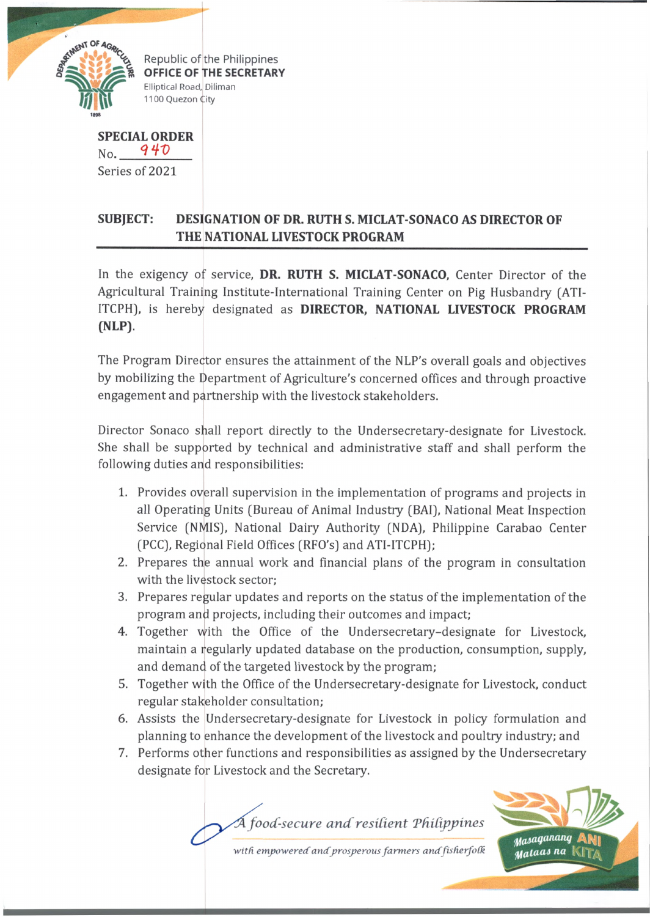Republic of the Philippines
**OFFICE OF THE SECRETARY**
Elliptical Road, Diliman
1100 Quezon City

**SPECIAL ORDER**
No. 940
Series of 2021

**SUBJECT: DESIGNATION OF DR. RUTH S. MICLAT-SONACO AS DIRECTOR OF THE NATIONAL LIVESTOCK PROGRAM**

In the exigency of service, **DR. RUTH S. MICLAT-SONACO**, Center Director of the Agricultural Training Institute-International Training Center on Pig Husbandry (ATI-ITCPH), is hereby designated as **DIRECTOR, NATIONAL LIVESTOCK PROGRAM (NLP)**.

The Program Director ensures the attainment of the NLP's overall goals and objectives by mobilizing the Department of Agriculture's concerned offices and through proactive engagement and partnership with the livestock stakeholders.

Director Sonaco shall report directly to the Undersecretary-designate for Livestock. She shall be supported by technical and administrative staff and shall perform the following duties and responsibilities:

1. Provides overall supervision in the implementation of programs and projects in all Operating Units (Bureau of Animal Industry (BAI), National Meat Inspection Service (NMIS), National Dairy Authority (NDA), Philippine Carabao Center (PCC), Regional Field Offices (RFO's) and ATI-ITCPH);
2. Prepares the annual work and financial plans of the program in consultation with the livestock sector;
3. Prepares regular updates and reports on the status of the implementation of the program and projects, including their outcomes and impact;
4. Together with the Office of the Undersecretary–designate for Livestock, maintain a regularly updated database on the production, consumption, supply, and demand of the targeted livestock by the program;
5. Together with the Office of the Undersecretary-designate for Livestock, conduct regular stakeholder consultation;
6. Assists the Undersecretary-designate for Livestock in policy formulation and planning to enhance the development of the livestock and poultry industry; and
7. Performs other functions and responsibilities as assigned by the Undersecretary designate for Livestock and the Secretary.

*A food-secure and resilient Philippines*
*with empowered and prosperous farmers and fisherfolk*

Masaganang ANI Mataas na KITA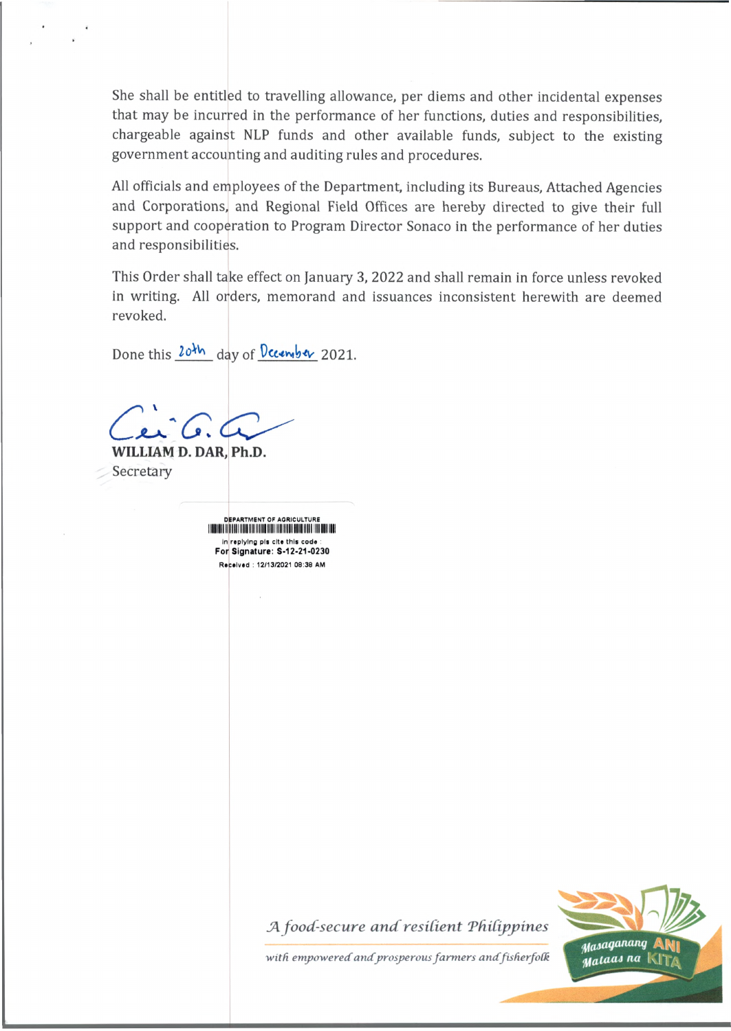She shall be entitled to travelling allowance, per diems and other incidental expenses that may be incurred in the performance of her functions, duties and responsibilities, chargeable against NLP funds and other available funds, subject to the existing government accounting and auditing rules and procedures.

All officials and employees of the Department, including its Bureaus, Attached Agencies and Corporations, and Regional Field Offices are hereby directed to give their full support and cooperation to Program Director Sonaco in the performance of her duties and responsibilities.

This Order shall take effect on January 3, 2022 and shall remain in force unless revoked in writing. All orders, memorand and issuances inconsistent herewith are deemed revoked.

Done this 20th day of December 2021.

**WILLIAM D. DAR, Ph.D.**
Secretary

DEPARTMENT OF AGRICULTURE
in replying pls cite this code :
**For Signature: S-12-21-0230**
Received : 12/13/2021 08:38 AM

*A food-secure and resilient Philippines*
*with empowered and prosperous farmers and fisherfolk*

Masaganang ANI Mataas na KITA